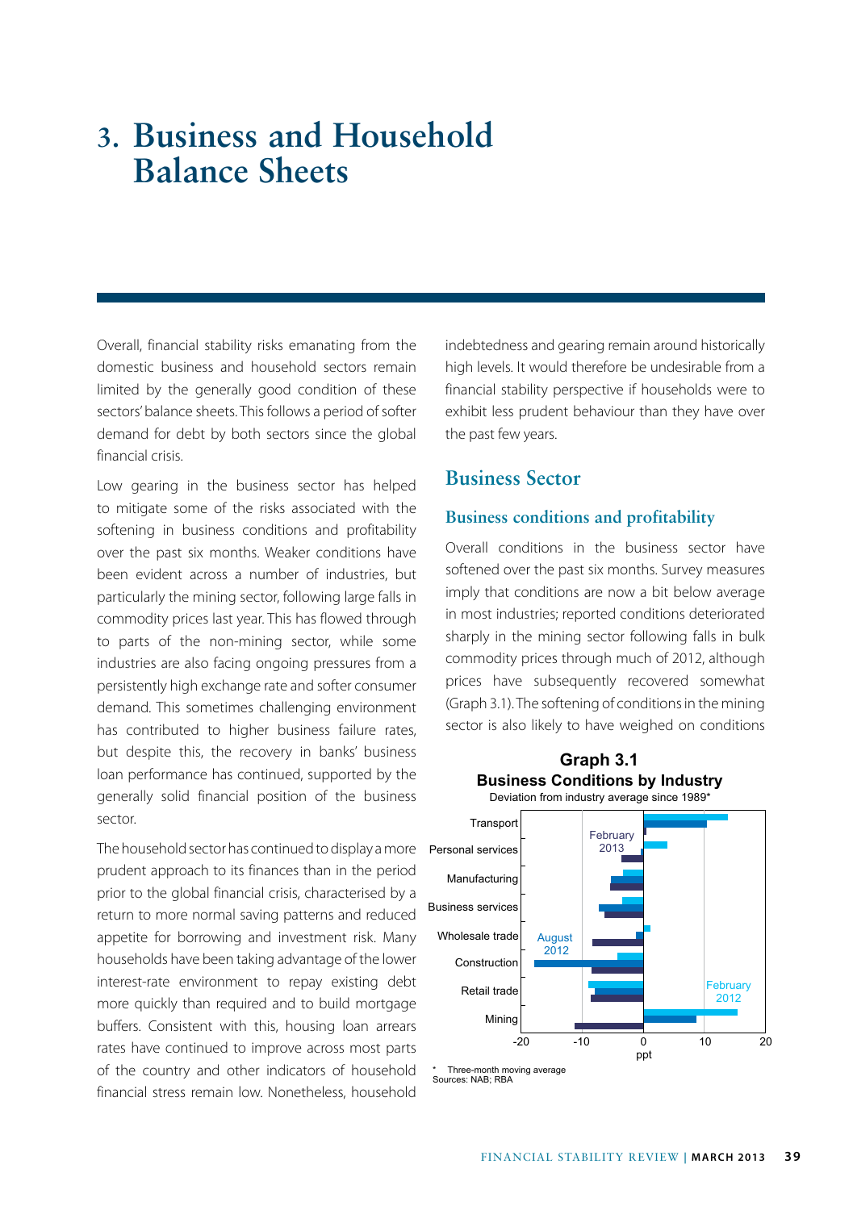# 3. Business and Household Balance Sheets

Overall, financial stability risks emanating from the domestic business and household sectors remain limited by the generally good condition of these sectors' balance sheets. This follows a period of softer demand for debt by both sectors since the global financial crisis.

Low gearing in the business sector has helped to mitigate some of the risks associated with the softening in business conditions and profitability over the past six months. Weaker conditions have been evident across a number of industries, but particularly the mining sector, following large falls in commodity prices last year. This has flowed through to parts of the non-mining sector, while some industries are also facing ongoing pressures from a persistently high exchange rate and softer consumer demand. This sometimes challenging environment has contributed to higher business failure rates, but despite this, the recovery in banks' business loan performance has continued, supported by the generally solid financial position of the business sector.

The household sector has continued to display a more prudent approach to its finances than in the period prior to the global financial crisis, characterised by a return to more normal saving patterns and reduced appetite for borrowing and investment risk. Many households have been taking advantage of the lower interest-rate environment to repay existing debt more quickly than required and to build mortgage buffers. Consistent with this, housing loan arrears rates have continued to improve across most parts of the country and other indicators of household financial stress remain low. Nonetheless, household indebtedness and gearing remain around historically high levels. It would therefore be undesirable from a financial stability perspective if households were to exhibit less prudent behaviour than they have over the past few years.

## Business Sector

### Business conditions and profitability

Overall conditions in the business sector have softened over the past six months. Survey measures imply that conditions are now a bit below average in most industries; reported conditions deteriorated sharply in the mining sector following falls in bulk commodity prices through much of 2012, although prices have subsequently recovered somewhat (Graph 3.1). The softening of conditions in the mining sector is also likely to have weighed on conditions

**Graph 3.1**
**Business Conditions by Industry**
Deviation from industry average since 1989*

Industries: Transport, Personal services, Manufacturing, Business services, Wholesale trade, Construction, Retail trade, Mining; series: February 2012, August 2012, February 2013; axis: -20 to 20 ppt

\* Three-month moving average
Sources: NAB; RBA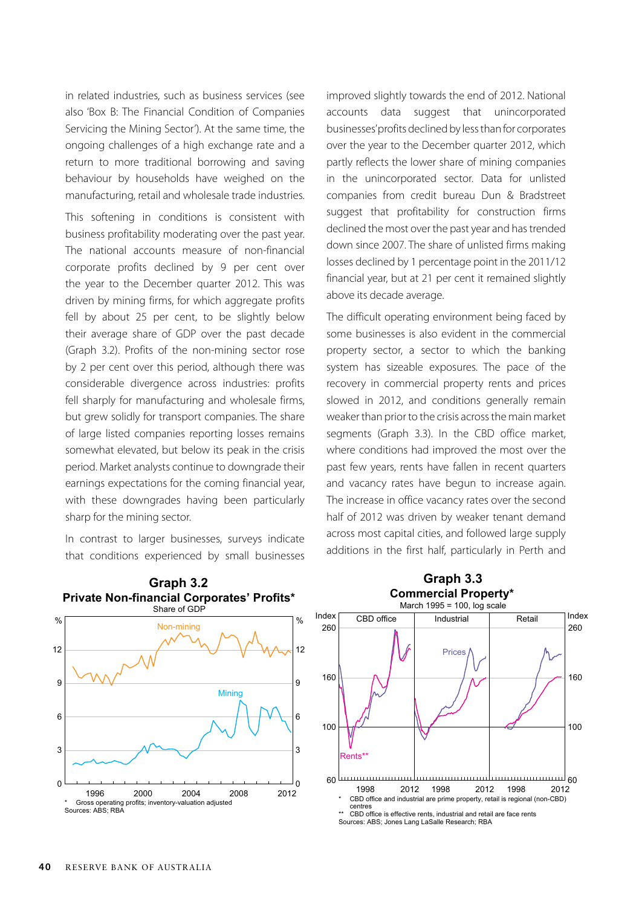in related industries, such as business services (see also 'Box B: The Financial Condition of Companies Servicing the Mining Sector'). At the same time, the ongoing challenges of a high exchange rate and a return to more traditional borrowing and saving behaviour by households have weighed on the manufacturing, retail and wholesale trade industries.

This softening in conditions is consistent with business profitability moderating over the past year. The national accounts measure of non-financial corporate profits declined by 9 per cent over the year to the December quarter 2012. This was driven by mining firms, for which aggregate profits fell by about 25 per cent, to be slightly below their average share of GDP over the past decade (Graph 3.2). Profits of the non-mining sector rose by 2 per cent over this period, although there was considerable divergence across industries: profits fell sharply for manufacturing and wholesale firms, but grew solidly for transport companies. The share of large listed companies reporting losses remains somewhat elevated, but below its peak in the crisis period. Market analysts continue to downgrade their earnings expectations for the coming financial year, with these downgrades having been particularly sharp for the mining sector.

In contrast to larger businesses, surveys indicate that conditions experienced by small businesses improved slightly towards the end of 2012. National accounts data suggest that unincorporated businesses' profits declined by less than for corporates over the year to the December quarter 2012, which partly reflects the lower share of mining companies in the unincorporated sector. Data for unlisted companies from credit bureau Dun & Bradstreet suggest that profitability for construction firms declined the most over the past year and has trended down since 2007. The share of unlisted firms making losses declined by 1 percentage point in the 2011/12 financial year, but at 21 per cent it remained slightly above its decade average.

The difficult operating environment being faced by some businesses is also evident in the commercial property sector, a sector to which the banking system has sizeable exposures. The pace of the recovery in commercial property rents and prices slowed in 2012, and conditions generally remain weaker than prior to the crisis across the main market segments (Graph 3.3). In the CBD office market, where conditions had improved the most over the past few years, rents have fallen in recent quarters and vacancy rates have begun to increase again. The increase in office vacancy rates over the second half of 2012 was driven by weaker tenant demand across most capital cities, and followed large supply additions in the first half, particularly in Perth and

**Graph 3.2**
**Private Non-financial Corporates' Profits***
Share of GDP

\* Gross operating profits; inventory-valuation adjusted
Sources: ABS; RBA

**Graph 3.3**
**Commercial Property***
March 1995 = 100, log scale

\* CBD office and industrial are prime property, retail is regional (non-CBD) centres
\*\* CBD office is effective rents, industrial and retail are face rents
Sources: ABS; Jones Lang LaSalle Research; RBA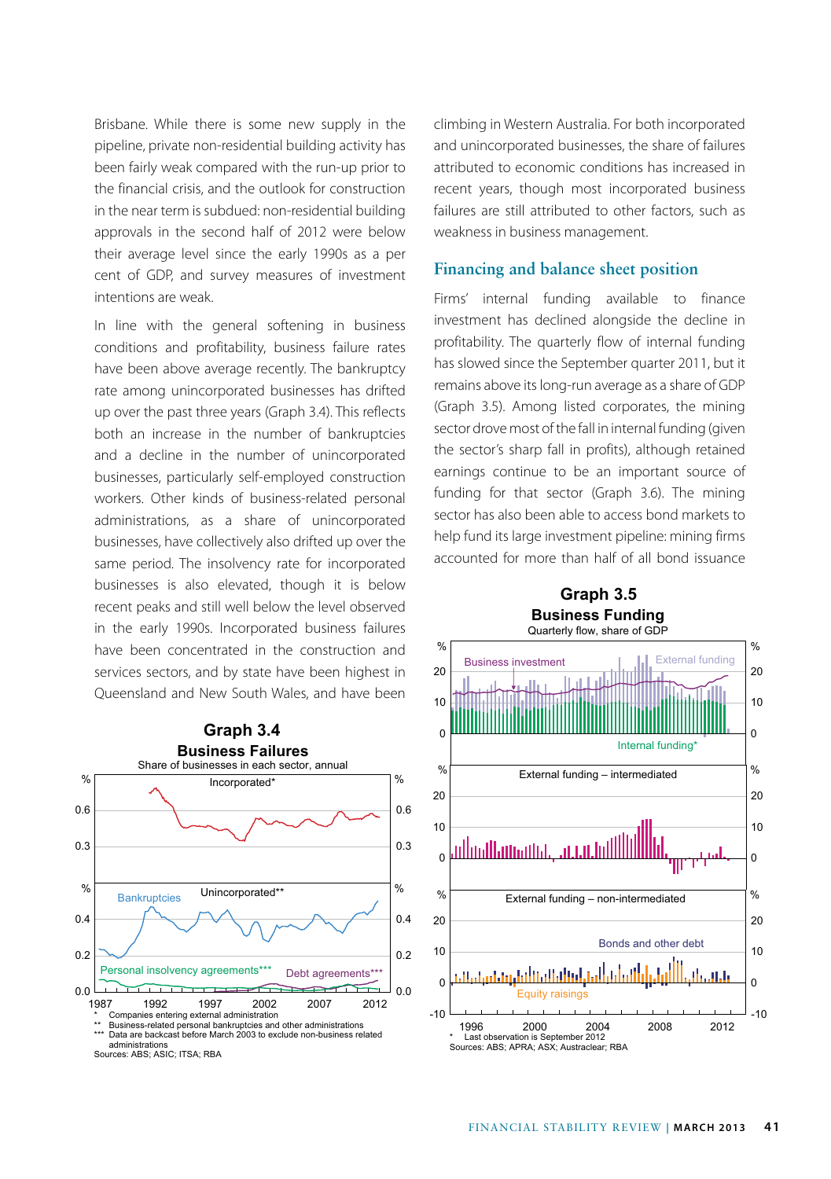Brisbane. While there is some new supply in the pipeline, private non-residential building activity has been fairly weak compared with the run-up prior to the financial crisis, and the outlook for construction in the near term is subdued: non-residential building approvals in the second half of 2012 were below their average level since the early 1990s as a per cent of GDP, and survey measures of investment intentions are weak.

In line with the general softening in business conditions and profitability, business failure rates have been above average recently. The bankruptcy rate among unincorporated businesses has drifted up over the past three years (Graph 3.4). This reflects both an increase in the number of bankruptcies and a decline in the number of unincorporated businesses, particularly self-employed construction workers. Other kinds of business-related personal administrations, as a share of unincorporated businesses, have collectively also drifted up over the same period. The insolvency rate for incorporated businesses is also elevated, though it is below recent peaks and still well below the level observed in the early 1990s. Incorporated business failures have been concentrated in the construction and services sectors, and by state have been highest in Queensland and New South Wales, and have been climbing in Western Australia. For both incorporated and unincorporated businesses, the share of failures attributed to economic conditions has increased in recent years, though most incorporated business failures are still attributed to other factors, such as weakness in business management.

**Graph 3.4**
**Business Failures**
Share of businesses in each sector, annual

\* Companies entering external administration
\*\* Business-related personal bankruptcies and other administrations
\*\*\* Data are backcast before March 2003 to exclude non-business related administrations
Sources: ABS; ASIC; ITSA; RBA

## Financing and balance sheet position

Firms' internal funding available to finance investment has declined alongside the decline in profitability. The quarterly flow of internal funding has slowed since the September quarter 2011, but it remains above its long-run average as a share of GDP (Graph 3.5). Among listed corporates, the mining sector drove most of the fall in internal funding (given the sector's sharp fall in profits), although retained earnings continue to be an important source of funding for that sector (Graph 3.6). The mining sector has also been able to access bond markets to help fund its large investment pipeline: mining firms accounted for more than half of all bond issuance

**Graph 3.5**
**Business Funding**
Quarterly flow, share of GDP

\* Last observation is September 2012
Sources: ABS; APRA; ASX; Austraclear; RBA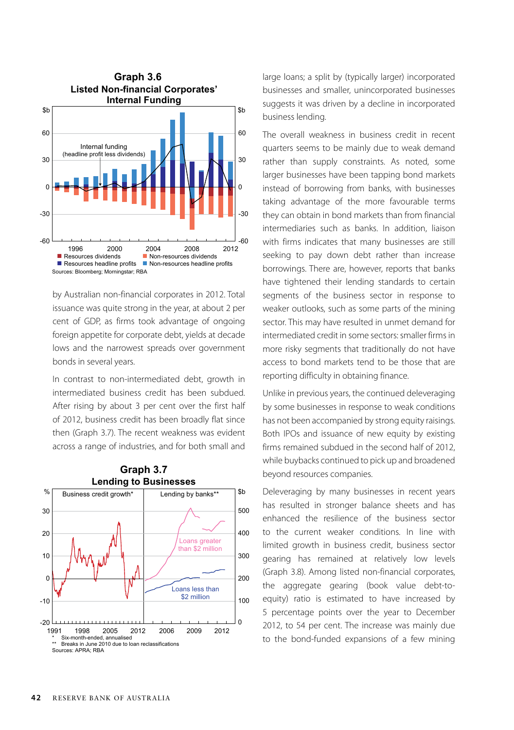**Graph 3.6**
**Listed Non-financial Corporates' Internal Funding**

Resources dividends; Non-resources dividends; Resources headline profits; Non-resources headline profits

Internal funding (headline profit less dividends)

Sources: Bloomberg; Morningstar; RBA

by Australian non-financial corporates in 2012. Total issuance was quite strong in the year, at about 2 per cent of GDP, as firms took advantage of ongoing foreign appetite for corporate debt, yields at decade lows and the narrowest spreads over government bonds in several years.

In contrast to non-intermediated debt, growth in intermediated business credit has been subdued. After rising by about 3 per cent over the first half of 2012, business credit has been broadly flat since then (Graph 3.7). The recent weakness was evident across a range of industries, and for both small and large loans; a split by (typically larger) incorporated businesses and smaller, unincorporated businesses suggests it was driven by a decline in incorporated business lending.

**Graph 3.7**
**Lending to Businesses**

Business credit growth*; Lending by banks**

Loans greater than $2 million; Loans less than $2 million

\* Six-month-ended, annualised
\*\* Breaks in June 2010 due to loan reclassifications

Sources: APRA; RBA

The overall weakness in business credit in recent quarters seems to be mainly due to weak demand rather than supply constraints. As noted, some larger businesses have been tapping bond markets instead of borrowing from banks, with businesses taking advantage of the more favourable terms they can obtain in bond markets than from financial intermediaries such as banks. In addition, liaison with firms indicates that many businesses are still seeking to pay down debt rather than increase borrowings. There are, however, reports that banks have tightened their lending standards to certain segments of the business sector in response to weaker outlooks, such as some parts of the mining sector. This may have resulted in unmet demand for intermediated credit in some sectors: smaller firms in more risky segments that traditionally do not have access to bond markets tend to be those that are reporting difficulty in obtaining finance.

Unlike in previous years, the continued deleveraging by some businesses in response to weak conditions has not been accompanied by strong equity raisings. Both IPOs and issuance of new equity by existing firms remained subdued in the second half of 2012, while buybacks continued to pick up and broadened beyond resources companies.

Deleveraging by many businesses in recent years has resulted in stronger balance sheets and has enhanced the resilience of the business sector to the current weaker conditions. In line with limited growth in business credit, business sector gearing has remained at relatively low levels (Graph 3.8). Among listed non-financial corporates, the aggregate gearing (book value debt-to-equity) ratio is estimated to have increased by 5 percentage points over the year to December 2012, to 54 per cent. The increase was mainly due to the bond-funded expansions of a few mining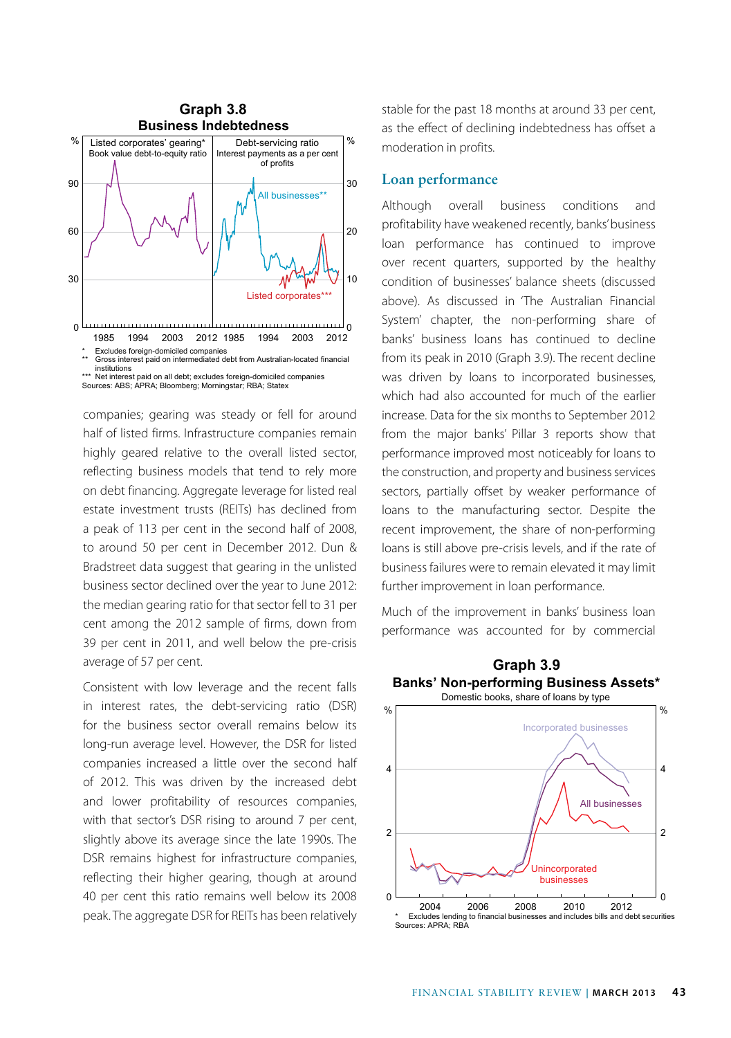**Graph 3.8**
**Business Indebtedness**

Listed corporates' gearing* — Book value debt-to-equity ratio

Debt-servicing ratio — Interest payments as a per cent of profits

\* Excludes foreign-domiciled companies
\*\* Gross interest paid on intermediated debt from Australian-located financial institutions
\*\*\* Net interest paid on all debt; excludes foreign-domiciled companies
Sources: ABS; APRA; Bloomberg; Morningstar; RBA; Statex

companies; gearing was steady or fell for around half of listed firms. Infrastructure companies remain highly geared relative to the overall listed sector, reflecting business models that tend to rely more on debt financing. Aggregate leverage for listed real estate investment trusts (REITs) has declined from a peak of 113 per cent in the second half of 2008, to around 50 per cent in December 2012. Dun & Bradstreet data suggest that gearing in the unlisted business sector declined over the year to June 2012: the median gearing ratio for that sector fell to 31 per cent among the 2012 sample of firms, down from 39 per cent in 2011, and well below the pre-crisis average of 57 per cent.

Consistent with low leverage and the recent falls in interest rates, the debt-servicing ratio (DSR) for the business sector overall remains below its long-run average level. However, the DSR for listed companies increased a little over the second half of 2012. This was driven by the increased debt and lower profitability of resources companies, with that sector's DSR rising to around 7 per cent, slightly above its average since the late 1990s. The DSR remains highest for infrastructure companies, reflecting their higher gearing, though at around 40 per cent this ratio remains well below its 2008 peak. The aggregate DSR for REITs has been relatively stable for the past 18 months at around 33 per cent, as the effect of declining indebtedness has offset a moderation in profits.

## Loan performance

Although overall business conditions and profitability have weakened recently, banks' business loan performance has continued to improve over recent quarters, supported by the healthy condition of businesses' balance sheets (discussed above). As discussed in 'The Australian Financial System' chapter, the non-performing share of banks' business loans has continued to decline from its peak in 2010 (Graph 3.9). The recent decline was driven by loans to incorporated businesses, which had also accounted for much of the earlier increase. Data for the six months to September 2012 from the major banks' Pillar 3 reports show that performance improved most noticeably for loans to the construction, and property and business services sectors, partially offset by weaker performance of loans to the manufacturing sector. Despite the recent improvement, the share of non-performing loans is still above pre-crisis levels, and if the rate of business failures were to remain elevated it may limit further improvement in loan performance.

Much of the improvement in banks' business loan performance was accounted for by commercial

**Graph 3.9**
**Banks' Non-performing Business Assets***
Domestic books, share of loans by type

\* Excludes lending to financial businesses and includes bills and debt securities
Sources: APRA; RBA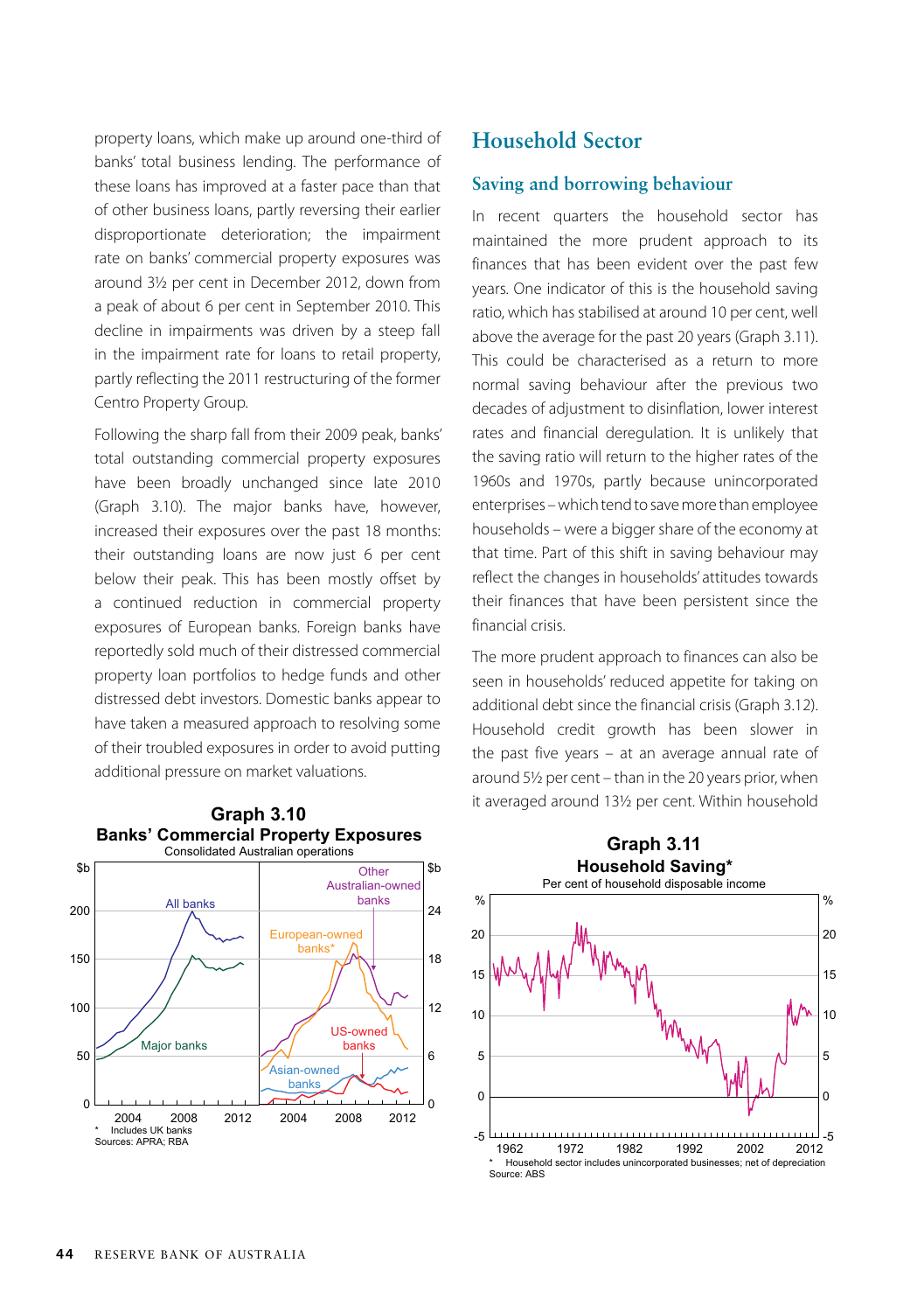property loans, which make up around one-third of banks' total business lending. The performance of these loans has improved at a faster pace than that of other business loans, partly reversing their earlier disproportionate deterioration; the impairment rate on banks' commercial property exposures was around 3½ per cent in December 2012, down from a peak of about 6 per cent in September 2010. This decline in impairments was driven by a steep fall in the impairment rate for loans to retail property, partly reflecting the 2011 restructuring of the former Centro Property Group.

Following the sharp fall from their 2009 peak, banks' total outstanding commercial property exposures have been broadly unchanged since late 2010 (Graph 3.10). The major banks have, however, increased their exposures over the past 18 months: their outstanding loans are now just 6 per cent below their peak. This has been mostly offset by a continued reduction in commercial property exposures of European banks. Foreign banks have reportedly sold much of their distressed commercial property loan portfolios to hedge funds and other distressed debt investors. Domestic banks appear to have taken a measured approach to resolving some of their troubled exposures in order to avoid putting additional pressure on market valuations.

**Graph 3.10**
**Banks' Commercial Property Exposures**
Consolidated Australian operations

\* Includes UK banks
Sources: APRA; RBA

## Household Sector

### Saving and borrowing behaviour

In recent quarters the household sector has maintained the more prudent approach to its finances that has been evident over the past few years. One indicator of this is the household saving ratio, which has stabilised at around 10 per cent, well above the average for the past 20 years (Graph 3.11). This could be characterised as a return to more normal saving behaviour after the previous two decades of adjustment to disinflation, lower interest rates and financial deregulation. It is unlikely that the saving ratio will return to the higher rates of the 1960s and 1970s, partly because unincorporated enterprises – which tend to save more than employee households – were a bigger share of the economy at that time. Part of this shift in saving behaviour may reflect the changes in households' attitudes towards their finances that have been persistent since the financial crisis.

The more prudent approach to finances can also be seen in households' reduced appetite for taking on additional debt since the financial crisis (Graph 3.12). Household credit growth has been slower in the past five years – at an average annual rate of around 5½ per cent – than in the 20 years prior, when it averaged around 13½ per cent. Within household

**Graph 3.11**
**Household Saving***
Per cent of household disposable income

\* Household sector includes unincorporated businesses; net of depreciation
Source: ABS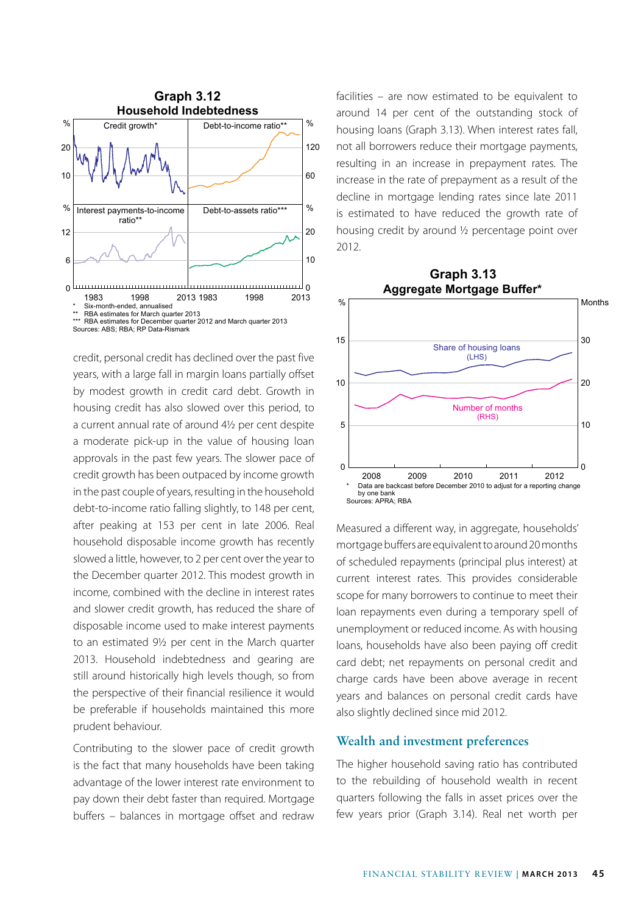**Graph 3.12**
**Household Indebtedness**

\* Six-month-ended, annualised
\*\* RBA estimates for March quarter 2013
\*\*\* RBA estimates for December quarter 2012 and March quarter 2013
Sources: ABS; RBA; RP Data-Rismark

credit, personal credit has declined over the past five years, with a large fall in margin loans partially offset by modest growth in credit card debt. Growth in housing credit has also slowed over this period, to a current annual rate of around 4½ per cent despite a moderate pick-up in the value of housing loan approvals in the past few years. The slower pace of credit growth has been outpaced by income growth in the past couple of years, resulting in the household debt-to-income ratio falling slightly, to 148 per cent, after peaking at 153 per cent in late 2006. Real household disposable income growth has recently slowed a little, however, to 2 per cent over the year to the December quarter 2012. This modest growth in income, combined with the decline in interest rates and slower credit growth, has reduced the share of disposable income used to make interest payments to an estimated 9½ per cent in the March quarter 2013. Household indebtedness and gearing are still around historically high levels though, so from the perspective of their financial resilience it would be preferable if households maintained this more prudent behaviour.

Contributing to the slower pace of credit growth is the fact that many households have been taking advantage of the lower interest rate environment to pay down their debt faster than required. Mortgage buffers – balances in mortgage offset and redraw facilities – are now estimated to be equivalent to around 14 per cent of the outstanding stock of housing loans (Graph 3.13). When interest rates fall, not all borrowers reduce their mortgage payments, resulting in an increase in prepayment rates. The increase in the rate of prepayment as a result of the decline in mortgage lending rates since late 2011 is estimated to have reduced the growth rate of housing credit by around ½ percentage point over 2012.

**Graph 3.13**
**Aggregate Mortgage Buffer\***

\* Data are backcast before December 2010 to adjust for a reporting change by one bank
Sources: APRA; RBA

Measured a different way, in aggregate, households' mortgage buffers are equivalent to around 20 months of scheduled repayments (principal plus interest) at current interest rates. This provides considerable scope for many borrowers to continue to meet their loan repayments even during a temporary spell of unemployment or reduced income. As with housing loans, households have also been paying off credit card debt; net repayments on personal credit and charge cards have been above average in recent years and balances on personal credit cards have also slightly declined since mid 2012.

## Wealth and investment preferences

The higher household saving ratio has contributed to the rebuilding of household wealth in recent quarters following the falls in asset prices over the few years prior (Graph 3.14). Real net worth per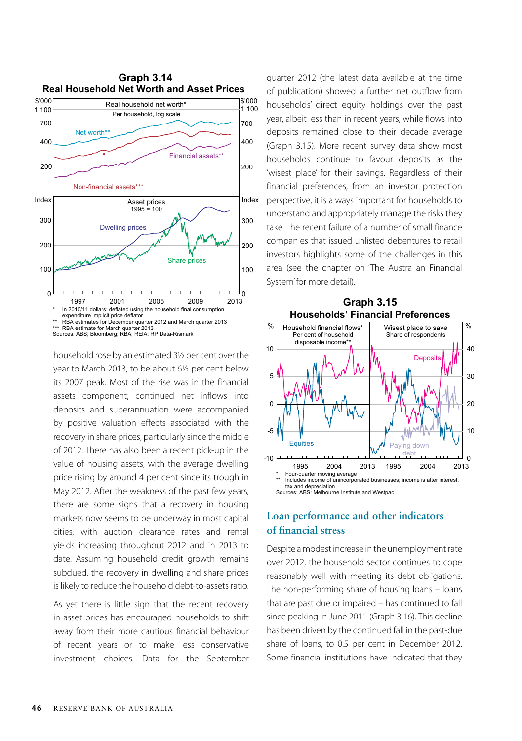**Graph 3.14**
**Real Household Net Worth and Asset Prices**

\* In 2010/11 dollars; deflated using the household final consumption expenditure implicit price deflator
\*\* RBA estimates for December quarter 2012 and March quarter 2013
\*\*\* RBA estimate for March quarter 2013
Sources: ABS; Bloomberg; RBA; REIA; RP Data-Rismark

household rose by an estimated 3½ per cent over the year to March 2013, to be about 6½ per cent below its 2007 peak. Most of the rise was in the financial assets component; continued net inflows into deposits and superannuation were accompanied by positive valuation effects associated with the recovery in share prices, particularly since the middle of 2012. There has also been a recent pick-up in the value of housing assets, with the average dwelling price rising by around 4 per cent since its trough in May 2012. After the weakness of the past few years, there are some signs that a recovery in housing markets now seems to be underway in most capital cities, with auction clearance rates and rental yields increasing throughout 2012 and in 2013 to date. Assuming household credit growth remains subdued, the recovery in dwelling and share prices is likely to reduce the household debt-to-assets ratio.

As yet there is little sign that the recent recovery in asset prices has encouraged households to shift away from their more cautious financial behaviour of recent years or to make less conservative investment choices. Data for the September quarter 2012 (the latest data available at the time of publication) showed a further net outflow from households' direct equity holdings over the past year, albeit less than in recent years, while flows into deposits remained close to their decade average (Graph 3.15). More recent survey data show most households continue to favour deposits as the 'wisest place' for their savings. Regardless of their financial preferences, from an investor protection perspective, it is always important for households to understand and appropriately manage the risks they take. The recent failure of a number of small finance companies that issued unlisted debentures to retail investors highlights some of the challenges in this area (see the chapter on 'The Australian Financial System' for more detail).

**Graph 3.15**
**Households' Financial Preferences**

\* Four-quarter moving average
\*\* Includes income of unincorporated businesses; income is after interest, tax and depreciation
Sources: ABS; Melbourne Institute and Westpac

## Loan performance and other indicators of financial stress

Despite a modest increase in the unemployment rate over 2012, the household sector continues to cope reasonably well with meeting its debt obligations. The non-performing share of housing loans – loans that are past due or impaired – has continued to fall since peaking in June 2011 (Graph 3.16). This decline has been driven by the continued fall in the past-due share of loans, to 0.5 per cent in December 2012. Some financial institutions have indicated that they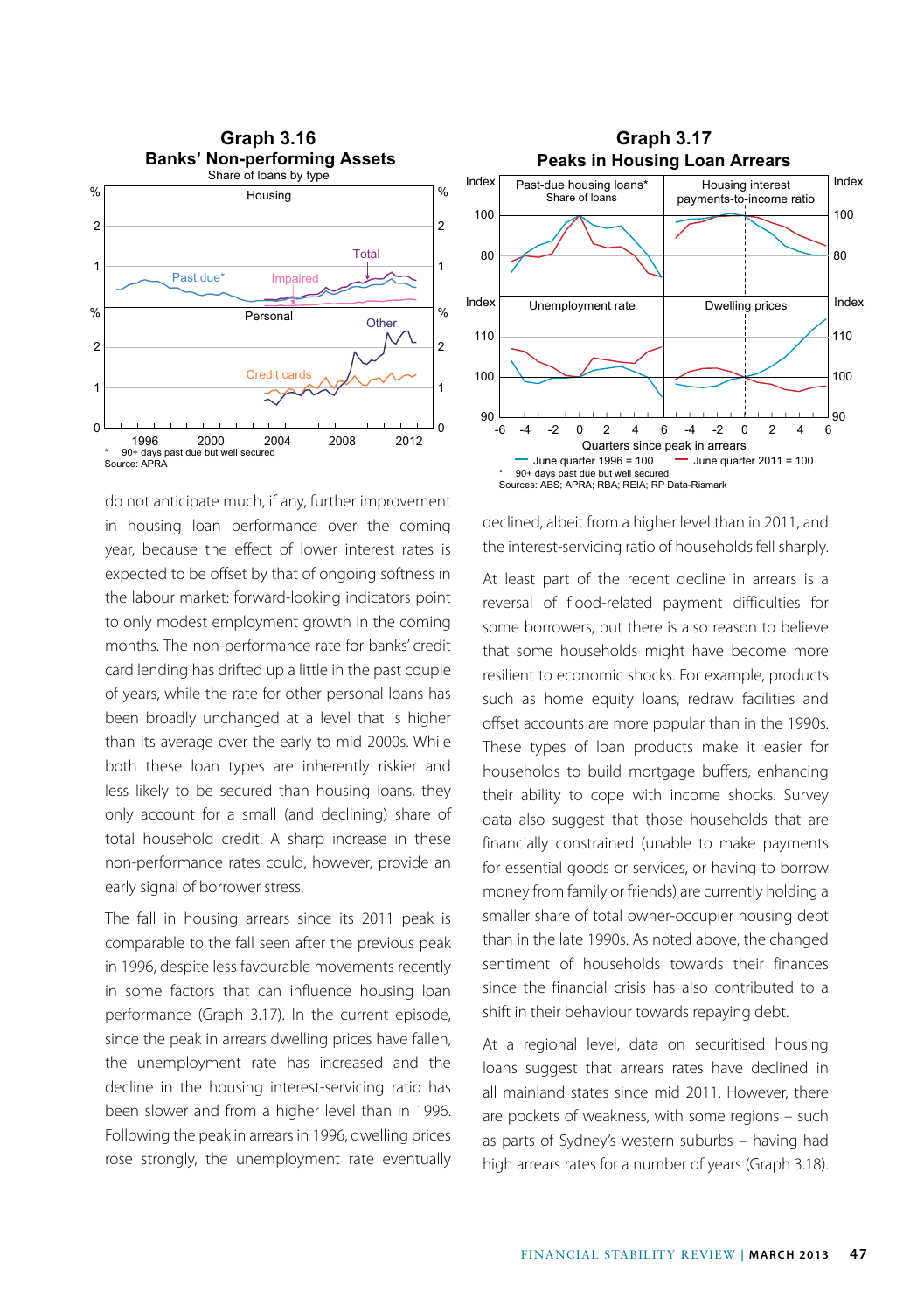**Graph 3.16**
**Banks' Non-performing Assets**
Share of loans by type

\* 90+ days past due but well secured
Source: APRA

**Graph 3.17**
**Peaks in Housing Loan Arrears**

\* 90+ days past due but well secured
Sources: ABS; APRA; RBA; REIA; RP Data-Rismark

do not anticipate much, if any, further improvement in housing loan performance over the coming year, because the effect of lower interest rates is expected to be offset by that of ongoing softness in the labour market: forward-looking indicators point to only modest employment growth in the coming months. The non-performance rate for banks' credit card lending has drifted up a little in the past couple of years, while the rate for other personal loans has been broadly unchanged at a level that is higher than its average over the early to mid 2000s. While both these loan types are inherently riskier and less likely to be secured than housing loans, they only account for a small (and declining) share of total household credit. A sharp increase in these non-performance rates could, however, provide an early signal of borrower stress.

The fall in housing arrears since its 2011 peak is comparable to the fall seen after the previous peak in 1996, despite less favourable movements recently in some factors that can influence housing loan performance (Graph 3.17). In the current episode, since the peak in arrears dwelling prices have fallen, the unemployment rate has increased and the decline in the housing interest-servicing ratio has been slower and from a higher level than in 1996. Following the peak in arrears in 1996, dwelling prices rose strongly, the unemployment rate eventually declined, albeit from a higher level than in 2011, and the interest-servicing ratio of households fell sharply.

At least part of the recent decline in arrears is a reversal of flood-related payment difficulties for some borrowers, but there is also reason to believe that some households might have become more resilient to economic shocks. For example, products such as home equity loans, redraw facilities and offset accounts are more popular than in the 1990s. These types of loan products make it easier for households to build mortgage buffers, enhancing their ability to cope with income shocks. Survey data also suggest that those households that are financially constrained (unable to make payments for essential goods or services, or having to borrow money from family or friends) are currently holding a smaller share of total owner-occupier housing debt than in the late 1990s. As noted above, the changed sentiment of households towards their finances since the financial crisis has also contributed to a shift in their behaviour towards repaying debt.

At a regional level, data on securitised housing loans suggest that arrears rates have declined in all mainland states since mid 2011. However, there are pockets of weakness, with some regions – such as parts of Sydney's western suburbs – having had high arrears rates for a number of years (Graph 3.18).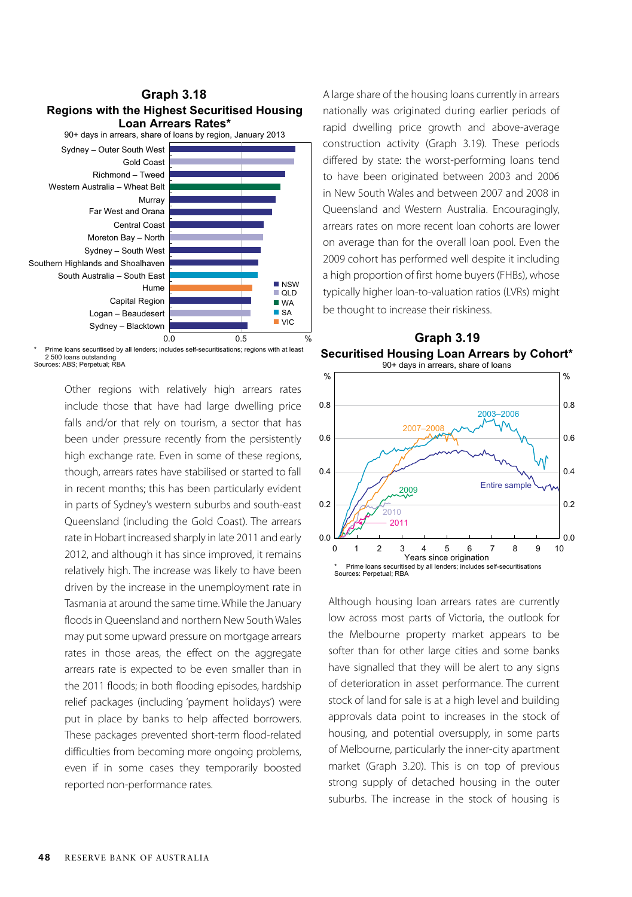**Graph 3.18**
**Regions with the Highest Securitised Housing Loan Arrears Rates***
90+ days in arrears, share of loans by region, January 2013

\* Prime loans securitised by all lenders; includes self-securitisations; regions with at least 2 500 loans outstanding
Sources: ABS; Perpetual; RBA

Other regions with relatively high arrears rates include those that have had large dwelling price falls and/or that rely on tourism, a sector that has been under pressure recently from the persistently high exchange rate. Even in some of these regions, though, arrears rates have stabilised or started to fall in recent months; this has been particularly evident in parts of Sydney's western suburbs and south-east Queensland (including the Gold Coast). The arrears rate in Hobart increased sharply in late 2011 and early 2012, and although it has since improved, it remains relatively high. The increase was likely to have been driven by the increase in the unemployment rate in Tasmania at around the same time. While the January floods in Queensland and northern New South Wales may put some upward pressure on mortgage arrears rates in those areas, the effect on the aggregate arrears rate is expected to be even smaller than in the 2011 floods; in both flooding episodes, hardship relief packages (including 'payment holidays') were put in place by banks to help affected borrowers. These packages prevented short-term flood-related difficulties from becoming more ongoing problems, even if in some cases they temporarily boosted reported non-performance rates.

A large share of the housing loans currently in arrears nationally was originated during earlier periods of rapid dwelling price growth and above-average construction activity (Graph 3.19). These periods differed by state: the worst-performing loans tend to have been originated between 2003 and 2006 in New South Wales and between 2007 and 2008 in Queensland and Western Australia. Encouragingly, arrears rates on more recent loan cohorts are lower on average than for the overall loan pool. Even the 2009 cohort has performed well despite it including a high proportion of first home buyers (FHBs), whose typically higher loan-to-valuation ratios (LVRs) might be thought to increase their riskiness.

**Graph 3.19**
**Securitised Housing Loan Arrears by Cohort***
90+ days in arrears, share of loans

\* Prime loans securitised by all lenders; includes self-securitisations
Sources: Perpetual; RBA

Although housing loan arrears rates are currently low across most parts of Victoria, the outlook for the Melbourne property market appears to be softer than for other large cities and some banks have signalled that they will be alert to any signs of deterioration in asset performance. The current stock of land for sale is at a high level and building approvals data point to increases in the stock of housing, and potential oversupply, in some parts of Melbourne, particularly the inner-city apartment market (Graph 3.20). This is on top of previous strong supply of detached housing in the outer suburbs. The increase in the stock of housing is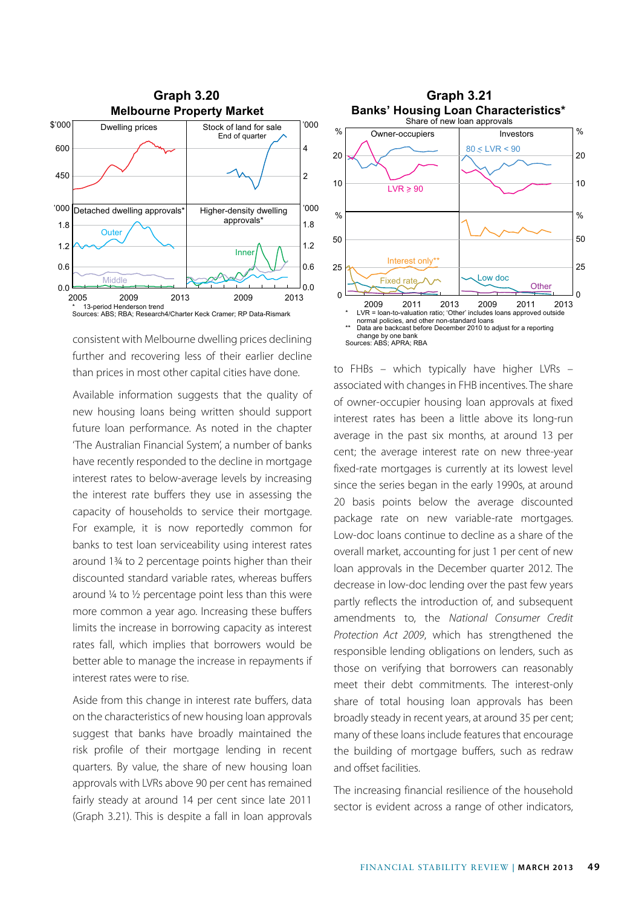**Graph 3.20**
**Melbourne Property Market**

\* 13-period Henderson trend
Sources: ABS; RBA; Research4/Charter Keck Cramer; RP Data-Rismark

consistent with Melbourne dwelling prices declining further and recovering less of their earlier decline than prices in most other capital cities have done.

Available information suggests that the quality of new housing loans being written should support future loan performance. As noted in the chapter 'The Australian Financial System', a number of banks have recently responded to the decline in mortgage interest rates to below-average levels by increasing the interest rate buffers they use in assessing the capacity of households to service their mortgage. For example, it is now reportedly common for banks to test loan serviceability using interest rates around 1¾ to 2 percentage points higher than their discounted standard variable rates, whereas buffers around ¼ to ½ percentage point less than this were more common a year ago. Increasing these buffers limits the increase in borrowing capacity as interest rates fall, which implies that borrowers would be better able to manage the increase in repayments if interest rates were to rise.

Aside from this change in interest rate buffers, data on the characteristics of new housing loan approvals suggest that banks have broadly maintained the risk profile of their mortgage lending in recent quarters. By value, the share of new housing loan approvals with LVRs above 90 per cent has remained fairly steady at around 14 per cent since late 2011 (Graph 3.21). This is despite a fall in loan approvals

**Graph 3.21**
**Banks' Housing Loan Characteristics\***
Share of new loan approvals

\* LVR = loan-to-valuation ratio; 'Other' includes loans approved outside normal policies, and other non-standard loans
\*\* Data are backcast before December 2010 to adjust for a reporting change by one bank
Sources: ABS; APRA; RBA

to FHBs – which typically have higher LVRs – associated with changes in FHB incentives. The share of owner-occupier housing loan approvals at fixed interest rates has been a little above its long-run average in the past six months, at around 13 per cent; the average interest rate on new three-year fixed-rate mortgages is currently at its lowest level since the series began in the early 1990s, at around 20 basis points below the average discounted package rate on new variable-rate mortgages. Low-doc loans continue to decline as a share of the overall market, accounting for just 1 per cent of new loan approvals in the December quarter 2012. The decrease in low-doc lending over the past few years partly reflects the introduction of, and subsequent amendments to, the *National Consumer Credit Protection Act 2009*, which has strengthened the responsible lending obligations on lenders, such as those on verifying that borrowers can reasonably meet their debt commitments. The interest-only share of total housing loan approvals has been broadly steady in recent years, at around 35 per cent; many of these loans include features that encourage the building of mortgage buffers, such as redraw and offset facilities.

The increasing financial resilience of the household sector is evident across a range of other indicators,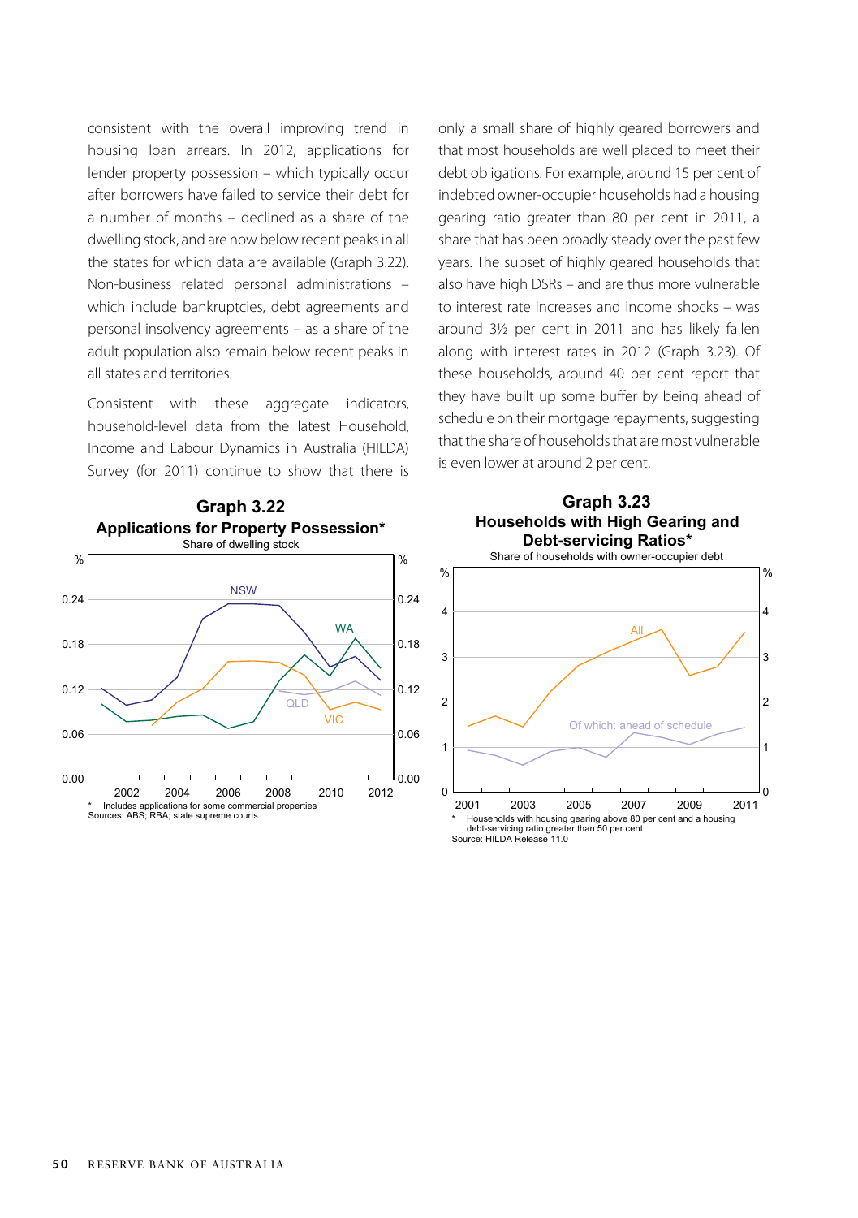consistent with the overall improving trend in housing loan arrears. In 2012, applications for lender property possession – which typically occur after borrowers have failed to service their debt for a number of months – declined as a share of the dwelling stock, and are now below recent peaks in all the states for which data are available (Graph 3.22). Non-business related personal administrations – which include bankruptcies, debt agreements and personal insolvency agreements – as a share of the adult population also remain below recent peaks in all states and territories.

Consistent with these aggregate indicators, household-level data from the latest Household, Income and Labour Dynamics in Australia (HILDA) Survey (for 2011) continue to show that there is only a small share of highly geared borrowers and that most households are well placed to meet their debt obligations. For example, around 15 per cent of indebted owner-occupier households had a housing gearing ratio greater than 80 per cent in 2011, a share that has been broadly steady over the past few years. The subset of highly geared households that also have high DSRs – and are thus more vulnerable to interest rate increases and income shocks – was around 3½ per cent in 2011 and has likely fallen along with interest rates in 2012 (Graph 3.23). Of these households, around 40 per cent report that they have built up some buffer by being ahead of schedule on their mortgage repayments, suggesting that the share of households that are most vulnerable is even lower at around 2 per cent.

**Graph 3.22**
**Applications for Property Possession***
Share of dwelling stock

%
0.24
0.18
0.12
0.06
0.00
NSW
WA
QLD
VIC
2002
2004
2006
2008
2010
2012

\* Includes applications for some commercial properties
Sources: ABS; RBA; state supreme courts

**Graph 3.23**
**Households with High Gearing and Debt-servicing Ratios***
Share of households with owner-occupier debt

%
4
3
2
1
0
All
Of which: ahead of schedule
2001
2003
2005
2007
2009
2011

\* Households with housing gearing above 80 per cent and a housing debt-servicing ratio greater than 50 per cent
Source: HILDA Release 11.0